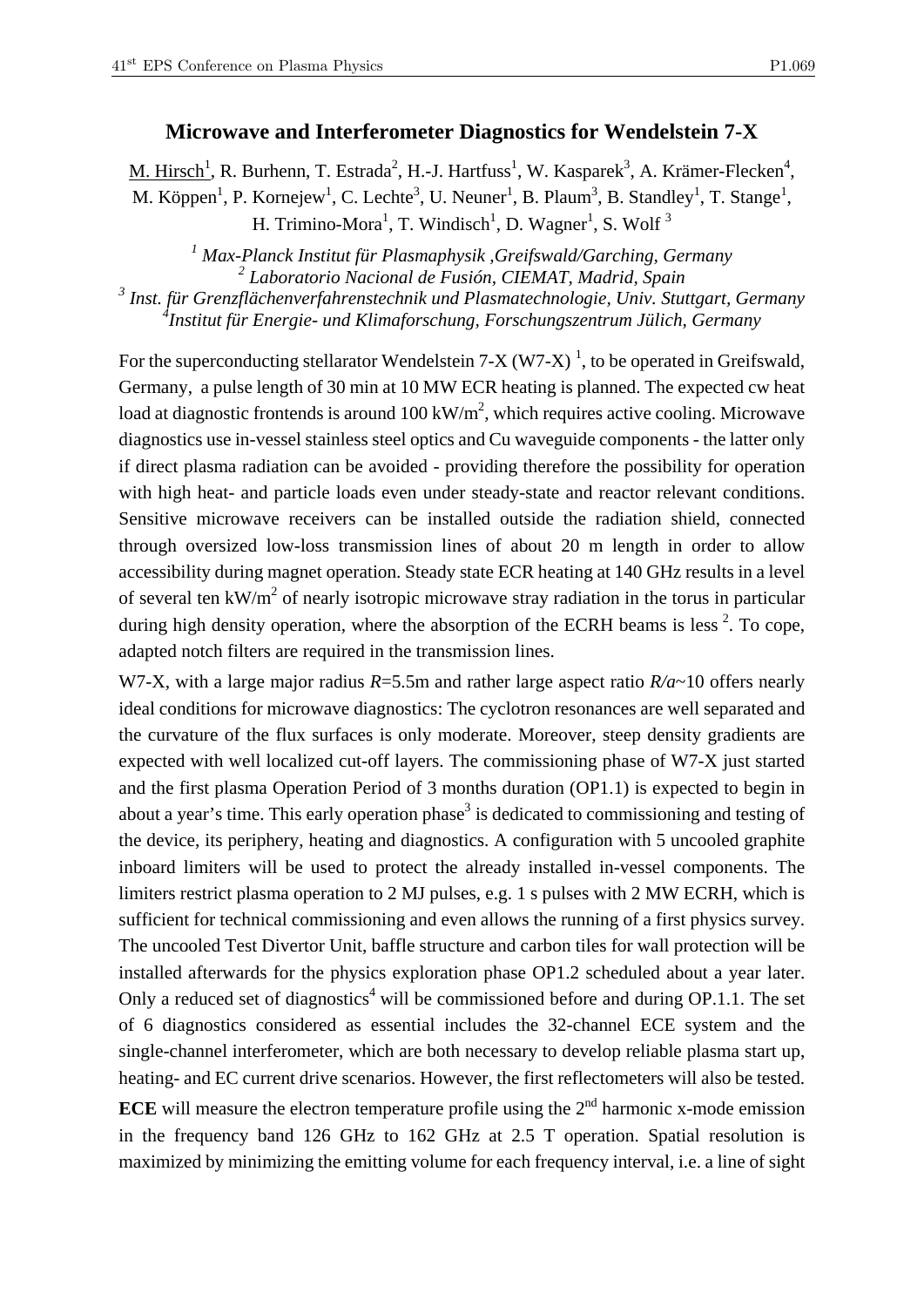# Microwave and Interferometer Diagnostics for Wendelstein 7-X

M. Hirsch[1], R. Burhenn, T. Estrada[2], H.-J. Hartfuss[1], W. Kasparek[3], A. Krämer-Flecken[4], M. Köppen[1], P. Kornejew[1], C. Lechte[3], U. Neuner[1], B. Plaum[3], B. Standley[1], T. Stange[1], H. Trimino-Mora[1], T. Windisch[1], D. Wagner[1], S. Wolf [3]

*[1] Max-Planck Institut für Plasmaphysik ,Greifswald/Garching, Germany*
*[2] Laboratorio Nacional de Fusión, CIEMAT, Madrid, Spain*
*[3] Inst. für Grenzflächenverfahrenstechnik und Plasmatechnologie, Univ. Stuttgart, Germany*
*[4] Institut für Energie- und Klimaforschung, Forschungszentrum Jülich, Germany*

For the superconducting stellarator Wendelstein 7-X (W7-X) [1], to be operated in Greifswald, Germany, a pulse length of 30 min at 10 MW ECR heating is planned. The expected cw heat load at diagnostic frontends is around 100 kW/m$^2$, which requires active cooling. Microwave diagnostics use in-vessel stainless steel optics and Cu waveguide components - the latter only if direct plasma radiation can be avoided - providing therefore the possibility for operation with high heat- and particle loads even under steady-state and reactor relevant conditions. Sensitive microwave receivers can be installed outside the radiation shield, connected through oversized low-loss transmission lines of about 20 m length in order to allow accessibility during magnet operation. Steady state ECR heating at 140 GHz results in a level of several ten kW/m$^2$ of nearly isotropic microwave stray radiation in the torus in particular during high density operation, where the absorption of the ECRH beams is less [2]. To cope, adapted notch filters are required in the transmission lines.

W7-X, with a large major radius $R$=5.5m and rather large aspect ratio $R/a$~10 offers nearly ideal conditions for microwave diagnostics: The cyclotron resonances are well separated and the curvature of the flux surfaces is only moderate. Moreover, steep density gradients are expected with well localized cut-off layers. The commissioning phase of W7-X just started and the first plasma Operation Period of 3 months duration (OP1.1) is expected to begin in about a year's time. This early operation phase[3] is dedicated to commissioning and testing of the device, its periphery, heating and diagnostics. A configuration with 5 uncooled graphite inboard limiters will be used to protect the already installed in-vessel components. The limiters restrict plasma operation to 2 MJ pulses, e.g. 1 s pulses with 2 MW ECRH, which is sufficient for technical commissioning and even allows the running of a first physics survey. The uncooled Test Divertor Unit, baffle structure and carbon tiles for wall protection will be installed afterwards for the physics exploration phase OP1.2 scheduled about a year later. Only a reduced set of diagnostics[4] will be commissioned before and during OP.1.1. The set of 6 diagnostics considered as essential includes the 32-channel ECE system and the single-channel interferometer, which are both necessary to develop reliable plasma start up, heating- and EC current drive scenarios. However, the first reflectometers will also be tested.

**ECE** will measure the electron temperature profile using the 2$^{nd}$ harmonic x-mode emission in the frequency band 126 GHz to 162 GHz at 2.5 T operation. Spatial resolution is maximized by minimizing the emitting volume for each frequency interval, i.e. a line of sight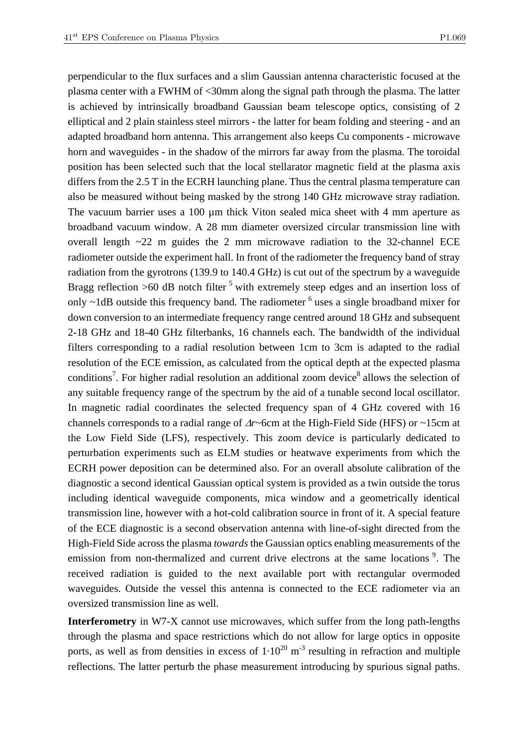perpendicular to the flux surfaces and a slim Gaussian antenna characteristic focused at the plasma center with a FWHM of <30mm along the signal path through the plasma. The latter is achieved by intrinsically broadband Gaussian beam telescope optics, consisting of 2 elliptical and 2 plain stainless steel mirrors - the latter for beam folding and steering - and an adapted broadband horn antenna. This arrangement also keeps Cu components - microwave horn and waveguides - in the shadow of the mirrors far away from the plasma. The toroidal position has been selected such that the local stellarator magnetic field at the plasma axis differs from the 2.5 T in the ECRH launching plane. Thus the central plasma temperature can also be measured without being masked by the strong 140 GHz microwave stray radiation. The vacuum barrier uses a 100 µm thick Viton sealed mica sheet with 4 mm aperture as broadband vacuum window. A 28 mm diameter oversized circular transmission line with overall length ~22 m guides the 2 mm microwave radiation to the 32-channel ECE radiometer outside the experiment hall. In front of the radiometer the frequency band of stray radiation from the gyrotrons (139.9 to 140.4 GHz) is cut out of the spectrum by a waveguide Bragg reflection >60 dB notch filter [5] with extremely steep edges and an insertion loss of only ~1dB outside this frequency band. The radiometer [6] uses a single broadband mixer for down conversion to an intermediate frequency range centred around 18 GHz and subsequent 2-18 GHz and 18-40 GHz filterbanks, 16 channels each. The bandwidth of the individual filters corresponding to a radial resolution between 1cm to 3cm is adapted to the radial resolution of the ECE emission, as calculated from the optical depth at the expected plasma conditions[7]. For higher radial resolution an additional zoom device[8] allows the selection of any suitable frequency range of the spectrum by the aid of a tunable second local oscillator. In magnetic radial coordinates the selected frequency span of 4 GHz covered with 16 channels corresponds to a radial range of $\Delta r$~6cm at the High-Field Side (HFS) or ~15cm at the Low Field Side (LFS), respectively. This zoom device is particularly dedicated to perturbation experiments such as ELM studies or heatwave experiments from which the ECRH power deposition can be determined also. For an overall absolute calibration of the diagnostic a second identical Gaussian optical system is provided as a twin outside the torus including identical waveguide components, mica window and a geometrically identical transmission line, however with a hot-cold calibration source in front of it. A special feature of the ECE diagnostic is a second observation antenna with line-of-sight directed from the High-Field Side across the plasma *towards* the Gaussian optics enabling measurements of the emission from non-thermalized and current drive electrons at the same locations [9]. The received radiation is guided to the next available port with rectangular overmoded waveguides. Outside the vessel this antenna is connected to the ECE radiometer via an oversized transmission line as well.

**Interferometry** in W7-X cannot use microwaves, which suffer from the long path-lengths through the plasma and space restrictions which do not allow for large optics in opposite ports, as well as from densities in excess of $1 \cdot 10^{20}$ m$^{-3}$ resulting in refraction and multiple reflections. The latter perturb the phase measurement introducing by spurious signal paths.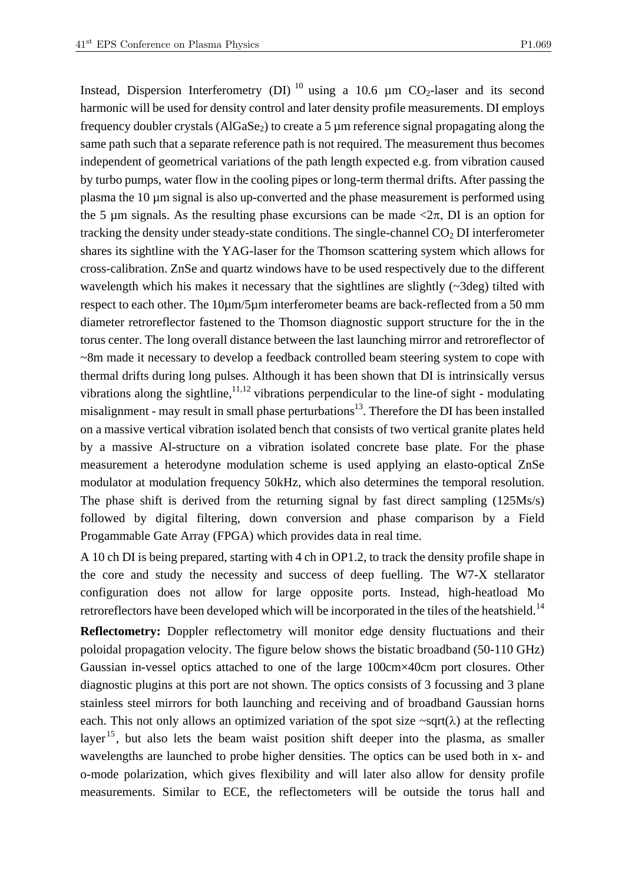Instead, Dispersion Interferometry (DI) [10] using a 10.6 µm $CO_2$-laser and its second harmonic will be used for density control and later density profile measurements. DI employs frequency doubler crystals ($AlGaSe_2$) to create a 5 µm reference signal propagating along the same path such that a separate reference path is not required. The measurement thus becomes independent of geometrical variations of the path length expected e.g. from vibration caused by turbo pumps, water flow in the cooling pipes or long-term thermal drifts. After passing the plasma the 10 µm signal is also up-converted and the phase measurement is performed using the 5 µm signals. As the resulting phase excursions can be made $<2\pi$, DI is an option for tracking the density under steady-state conditions. The single-channel $CO_2$ DI interferometer shares its sightline with the YAG-laser for the Thomson scattering system which allows for cross-calibration. ZnSe and quartz windows have to be used respectively due to the different wavelength which his makes it necessary that the sightlines are slightly (~3deg) tilted with respect to each other. The 10µm/5µm interferometer beams are back-reflected from a 50 mm diameter retroreflector fastened to the Thomson diagnostic support structure for the in the torus center. The long overall distance between the last launching mirror and retroreflector of ~8m made it necessary to develop a feedback controlled beam steering system to cope with thermal drifts during long pulses. Although it has been shown that DI is intrinsically versus vibrations along the sightline,[11,12] vibrations perpendicular to the line-of sight - modulating misalignment - may result in small phase perturbations[13]. Therefore the DI has been installed on a massive vertical vibration isolated bench that consists of two vertical granite plates held by a massive Al-structure on a vibration isolated concrete base plate. For the phase measurement a heterodyne modulation scheme is used applying an elasto-optical ZnSe modulator at modulation frequency 50kHz, which also determines the temporal resolution. The phase shift is derived from the returning signal by fast direct sampling (125Ms/s) followed by digital filtering, down conversion and phase comparison by a Field Progammable Gate Array (FPGA) which provides data in real time.

A 10 ch DI is being prepared, starting with 4 ch in OP1.2, to track the density profile shape in the core and study the necessity and success of deep fuelling. The W7-X stellarator configuration does not allow for large opposite ports. Instead, high-heatload Mo retroreflectors have been developed which will be incorporated in the tiles of the heatshield.[14]

**Reflectometry:** Doppler reflectometry will monitor edge density fluctuations and their poloidal propagation velocity. The figure below shows the bistatic broadband (50-110 GHz) Gaussian in-vessel optics attached to one of the large 100cm×40cm port closures. Other diagnostic plugins at this port are not shown. The optics consists of 3 focussing and 3 plane stainless steel mirrors for both launching and receiving and of broadband Gaussian horns each. This not only allows an optimized variation of the spot size ~sqrt($\lambda$) at the reflecting layer[15], but also lets the beam waist position shift deeper into the plasma, as smaller wavelengths are launched to probe higher densities. The optics can be used both in x- and o-mode polarization, which gives flexibility and will later also allow for density profile measurements. Similar to ECE, the reflectometers will be outside the torus hall and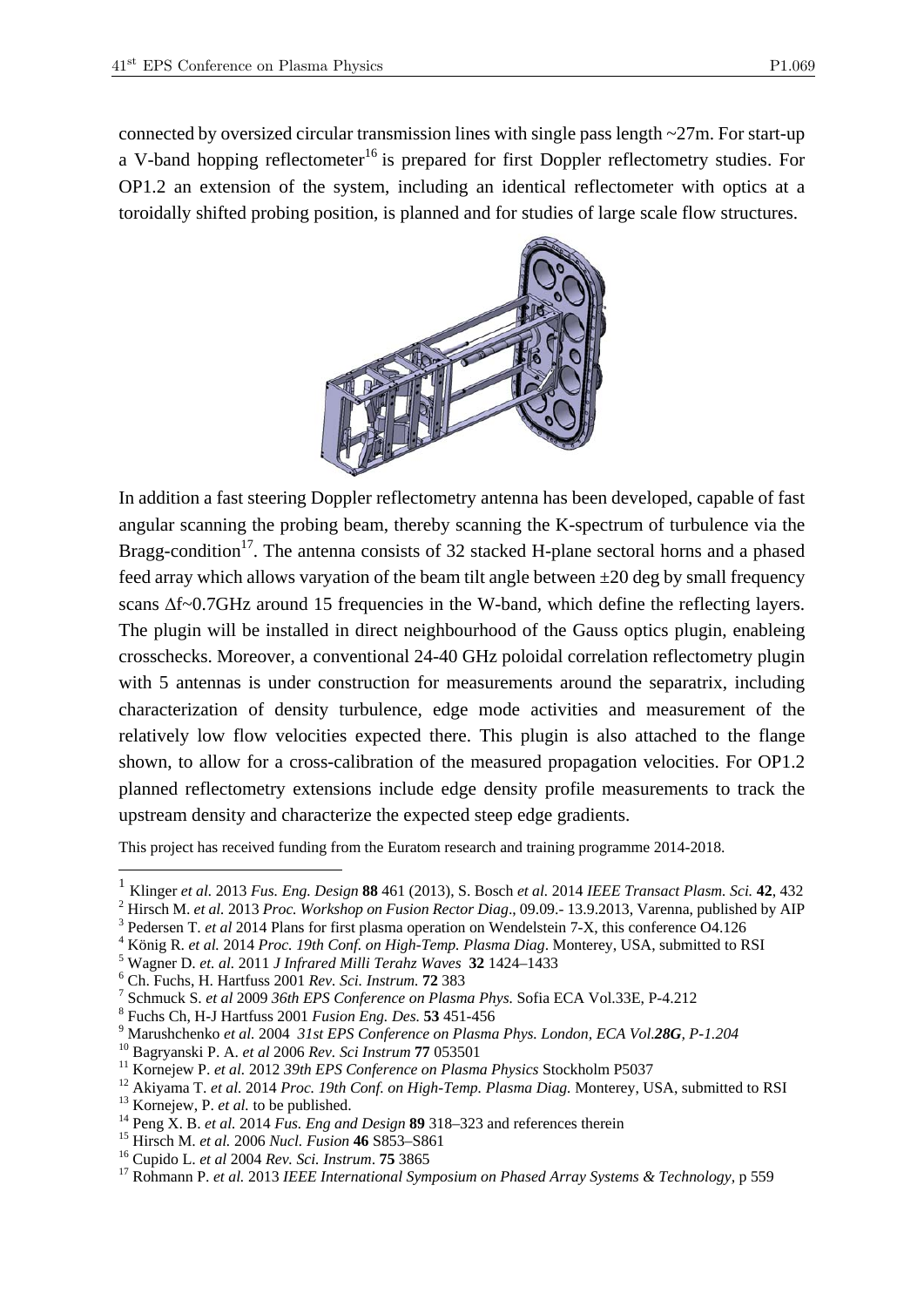connected by oversized circular transmission lines with single pass length ~27m. For start-up a V-band hopping reflectometer[16] is prepared for first Doppler reflectometry studies. For OP1.2 an extension of the system, including an identical reflectometer with optics at a toroidally shifted probing position, is planned and for studies of large scale flow structures.

In addition a fast steering Doppler reflectometry antenna has been developed, capable of fast angular scanning the probing beam, thereby scanning the K-spectrum of turbulence via the Bragg-condition[17]. The antenna consists of 32 stacked H-plane sectoral horns and a phased feed array which allows varyation of the beam tilt angle between ±20 deg by small frequency scans $\Delta f$~0.7GHz around 15 frequencies in the W-band, which define the reflecting layers. The plugin will be installed in direct neighbourhood of the Gauss optics plugin, enableing crosschecks. Moreover, a conventional 24-40 GHz poloidal correlation reflectometry plugin with 5 antennas is under construction for measurements around the separatrix, including characterization of density turbulence, edge mode activities and measurement of the relatively low flow velocities expected there. This plugin is also attached to the flange shown, to allow for a cross-calibration of the measured propagation velocities. For OP1.2 planned reflectometry extensions include edge density profile measurements to track the upstream density and characterize the expected steep edge gradients.

This project has received funding from the Euratom research and training programme 2014-2018.

---

[1] Klinger *et al.* 2013 *Fus. Eng. Design* **88** 461 (2013), S. Bosch *et al.* 2014 *IEEE Transact Plasm. Sci.* **42**, 432
[2] Hirsch M. *et al.* 2013 *Proc. Workshop on Fusion Rector Diag*., 09.09.- 13.9.2013, Varenna, published by AIP
[3] Pedersen T. *et al* 2014 Plans for first plasma operation on Wendelstein 7-X, this conference O4.126
[4] König R. *et al.* 2014 *Proc. 19th Conf. on High-Temp. Plasma Diag*. Monterey, USA, submitted to RSI
[5] Wagner D. *et. al.* 2011 *J Infrared Milli Terahz Waves* **32** 1424–1433
[6] Ch. Fuchs, H. Hartfuss 2001 *Rev. Sci. Instrum.* **72** 383
[7] Schmuck S. *et al* 2009 *36th EPS Conference on Plasma Phys.* Sofia ECA Vol.33E, P-4.212
[8] Fuchs Ch, H-J Hartfuss 2001 *Fusion Eng. Des.* **53** 451-456
[9] Marushchenko *et al.* 2004 *31st EPS Conference on Plasma Phys. London, ECA Vol.**28G**, P-1.204*
[10] Bagryanski P. A. *et al* 2006 *Rev. Sci Instrum* **77** 053501
[11] Kornejew P. *et al.* 2012 *39th EPS Conference on Plasma Physics* Stockholm P5037
[12] Akiyama T. *et al.* 2014 *Proc. 19th Conf. on High-Temp. Plasma Diag.* Monterey, USA, submitted to RSI
[13] Kornejew, P. *et al.* to be published.
[14] Peng X. B. *et al.* 2014 *Fus. Eng and Design* **89** 318–323 and references therein
[15] Hirsch M. *et al.* 2006 *Nucl. Fusion* **46** S853–S861
[16] Cupido L. *et al* 2004 *Rev. Sci. Instrum*. **75** 3865
[17] Rohmann P. *et al.* 2013 *IEEE International Symposium on Phased Array Systems & Technology,* p 559